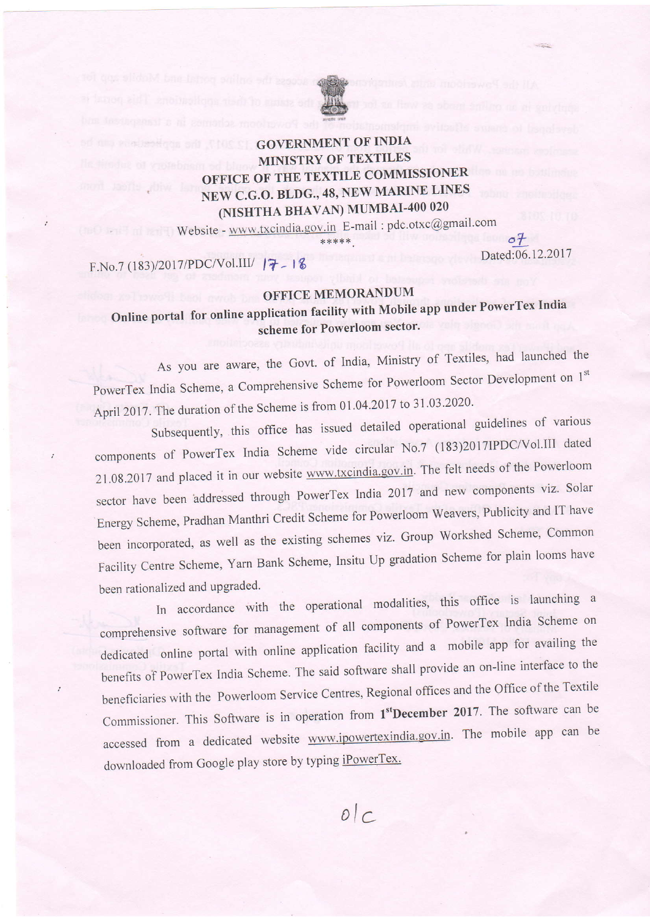**GOVERNMENT OF INDIA**
**MINISTRY OF TEXTILES**
**OFFICE OF THE TEXTILE COMMISSIONER**
**NEW C.G.O. BLDG., 48, NEW MARINE LINES**
**(NISHTHA BHAVAN) MUMBAI-400 020**

Website - www.txcindia.gov.in E-mail : pdc.otxc@gmail.com

\*\*\*\*\*

F.No.7 (183)/2017/PDC/Vol.III/ 17-18 07

Dated:06.12.2017

## OFFICE MEMORANDUM

### Online portal for online application facility with Mobile app under PowerTex India scheme for Powerloom sector.

As you are aware, the Govt. of India, Ministry of Textiles, had launched the PowerTex India Scheme, a Comprehensive Scheme for Powerloom Sector Development on 1st April 2017. The duration of the Scheme is from 01.04.2017 to 31.03.2020.

Subsequently, this office has issued detailed operational guidelines of various components of PowerTex India Scheme vide circular No.7 (183)2017PDC/Vol.III dated 21.08.2017 and placed it in our website www.txcindia.gov.in. The felt needs of the Powerloom sector have been addressed through PowerTex India 2017 and new components viz. Solar Energy Scheme, Pradhan Manthri Credit Scheme for Powerloom Weavers, Publicity and IT have been incorporated, as well as the existing schemes viz. Group Workshed Scheme, Common Facility Centre Scheme, Yarn Bank Scheme, Insitu Up gradation Scheme for plain looms have been rationalized and upgraded.

In accordance with the operational modalities, this office is launching a comprehensive software for management of all components of PowerTex India Scheme on dedicated online portal with online application facility and a mobile app for availing the benefits of PowerTex India Scheme. The said software shall provide an on-line interface to the beneficiaries with the Powerloom Service Centres, Regional offices and the Office of the Textile Commissioner. This Software is in operation from **1st December 2017**. The software can be accessed from a dedicated website www.ipowertexindia.gov.in. The mobile app can be downloaded from Google play store by typing iPowerTex.

o/c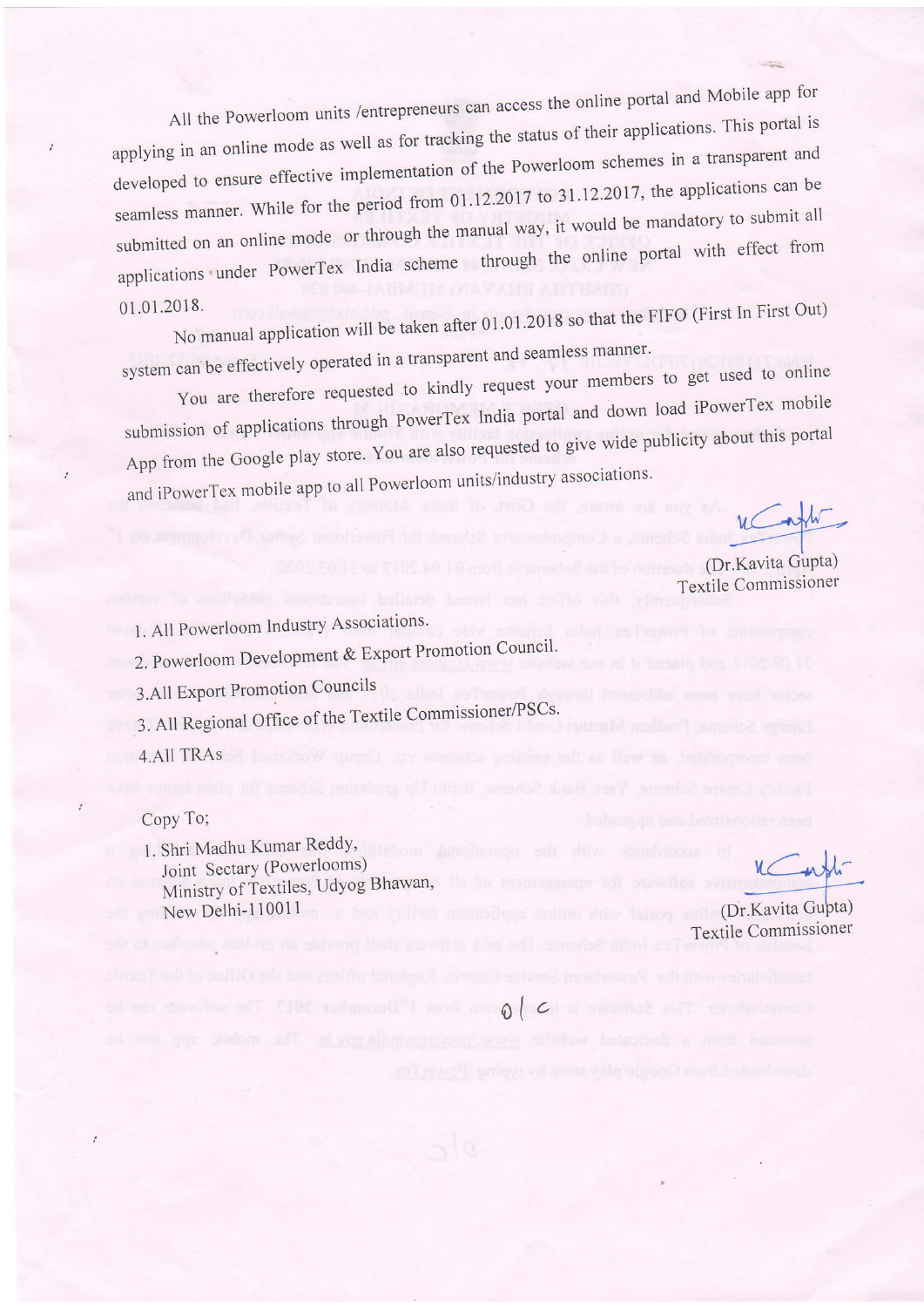All the Powerloom units /entrepreneurs can access the online portal and Mobile app for applying in an online mode as well as for tracking the status of their applications. This portal is developed to ensure effective implementation of the Powerloom schemes in a transparent and seamless manner. While for the period from 01.12.2017 to 31.12.2017, the applications can be submitted on an online mode or through the manual way, it would be mandatory to submit all applications under PowerTex India scheme through the online portal with effect from 01.01.2018.

No manual application will be taken after 01.01.2018 so that the FIFO (First In First Out) system can be effectively operated in a transparent and seamless manner.

You are therefore requested to kindly request your members to get used to online submission of applications through PowerTex India portal and down load iPowerTex mobile App from the Google play store. You are also requested to give wide publicity about this portal and iPowerTex mobile app to all Powerloom units/industry associations.

(Dr.Kavita Gupta)
Textile Commissioner

1. All Powerloom Industry Associations.
2. Powerloom Development & Export Promotion Council.
3. All Export Promotion Councils
3. All Regional Office of the Textile Commissioner/PSCs.
4. All TRAs

Copy To;

1. Shri Madhu Kumar Reddy,
   Joint Sectary (Powerlooms)
   Ministry of Textiles, Udyog Bhawan,
   New Delhi-110011

(Dr.Kavita Gupta)
Textile Commissioner